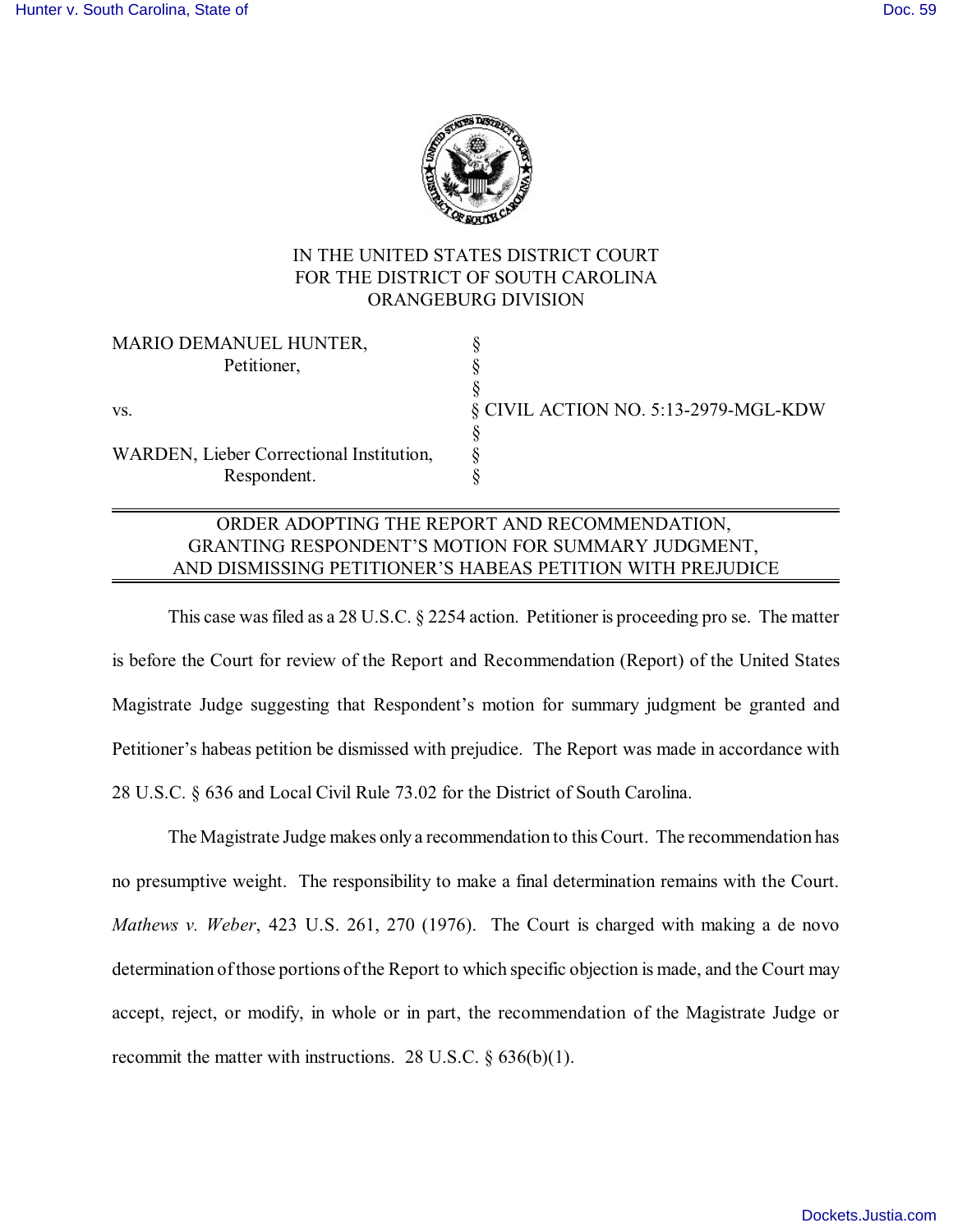IN THE UNITED STATES DISTRICT COURT
FOR THE DISTRICT OF SOUTH CAROLINA
ORANGEBURG DIVISION

| | | |
|---|---|---|
| MARIO DEMANUEL HUNTER, Petitioner, | § | |
| | § | |
| vs. | § | CIVIL ACTION NO. 5:13-2979-MGL-KDW |
| | § | |
| WARDEN, Lieber Correctional Institution, Respondent. | § | |

## ORDER ADOPTING THE REPORT AND RECOMMENDATION, GRANTING RESPONDENT'S MOTION FOR SUMMARY JUDGMENT, AND DISMISSING PETITIONER'S HABEAS PETITION WITH PREJUDICE

This case was filed as a 28 U.S.C. § 2254 action. Petitioner is proceeding pro se. The matter is before the Court for review of the Report and Recommendation (Report) of the United States Magistrate Judge suggesting that Respondent's motion for summary judgment be granted and Petitioner's habeas petition be dismissed with prejudice. The Report was made in accordance with 28 U.S.C. § 636 and Local Civil Rule 73.02 for the District of South Carolina.

The Magistrate Judge makes only a recommendation to this Court. The recommendation has no presumptive weight. The responsibility to make a final determination remains with the Court. *Mathews v. Weber*, 423 U.S. 261, 270 (1976). The Court is charged with making a de novo determination of those portions of the Report to which specific objection is made, and the Court may accept, reject, or modify, in whole or in part, the recommendation of the Magistrate Judge or recommit the matter with instructions. 28 U.S.C. § 636(b)(1).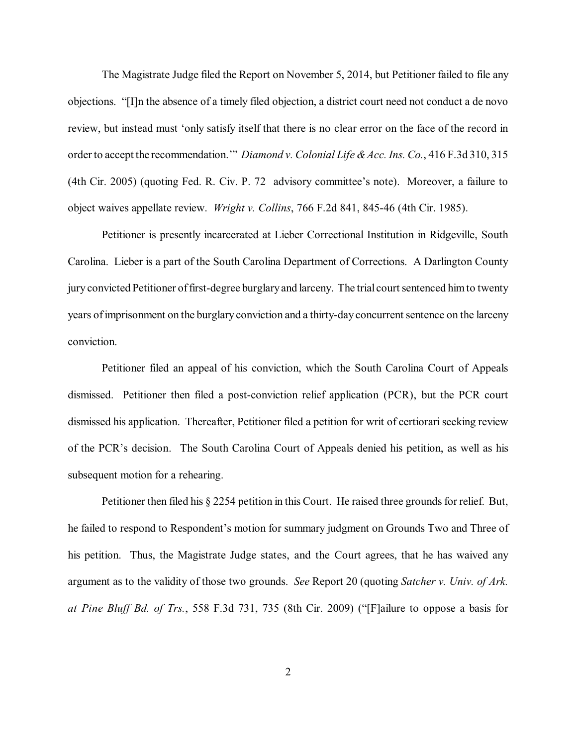The Magistrate Judge filed the Report on November 5, 2014, but Petitioner failed to file any objections. "[I]n the absence of a timely filed objection, a district court need not conduct a de novo review, but instead must 'only satisfy itself that there is no clear error on the face of the record in order to accept the recommendation.'" *Diamond v. Colonial Life & Acc. Ins. Co.*, 416 F.3d 310, 315 (4th Cir. 2005) (quoting Fed. R. Civ. P. 72 advisory committee's note). Moreover, a failure to object waives appellate review. *Wright v. Collins*, 766 F.2d 841, 845-46 (4th Cir. 1985).

Petitioner is presently incarcerated at Lieber Correctional Institution in Ridgeville, South Carolina. Lieber is a part of the South Carolina Department of Corrections. A Darlington County jury convicted Petitioner of first-degree burglary and larceny. The trial court sentenced him to twenty years of imprisonment on the burglary conviction and a thirty-day concurrent sentence on the larceny conviction.

Petitioner filed an appeal of his conviction, which the South Carolina Court of Appeals dismissed. Petitioner then filed a post-conviction relief application (PCR), but the PCR court dismissed his application. Thereafter, Petitioner filed a petition for writ of certiorari seeking review of the PCR's decision. The South Carolina Court of Appeals denied his petition, as well as his subsequent motion for a rehearing.

Petitioner then filed his § 2254 petition in this Court. He raised three grounds for relief. But, he failed to respond to Respondent's motion for summary judgment on Grounds Two and Three of his petition. Thus, the Magistrate Judge states, and the Court agrees, that he has waived any argument as to the validity of those two grounds. *See* Report 20 (quoting *Satcher v. Univ. of Ark. at Pine Bluff Bd. of Trs.*, 558 F.3d 731, 735 (8th Cir. 2009) ("[F]ailure to oppose a basis for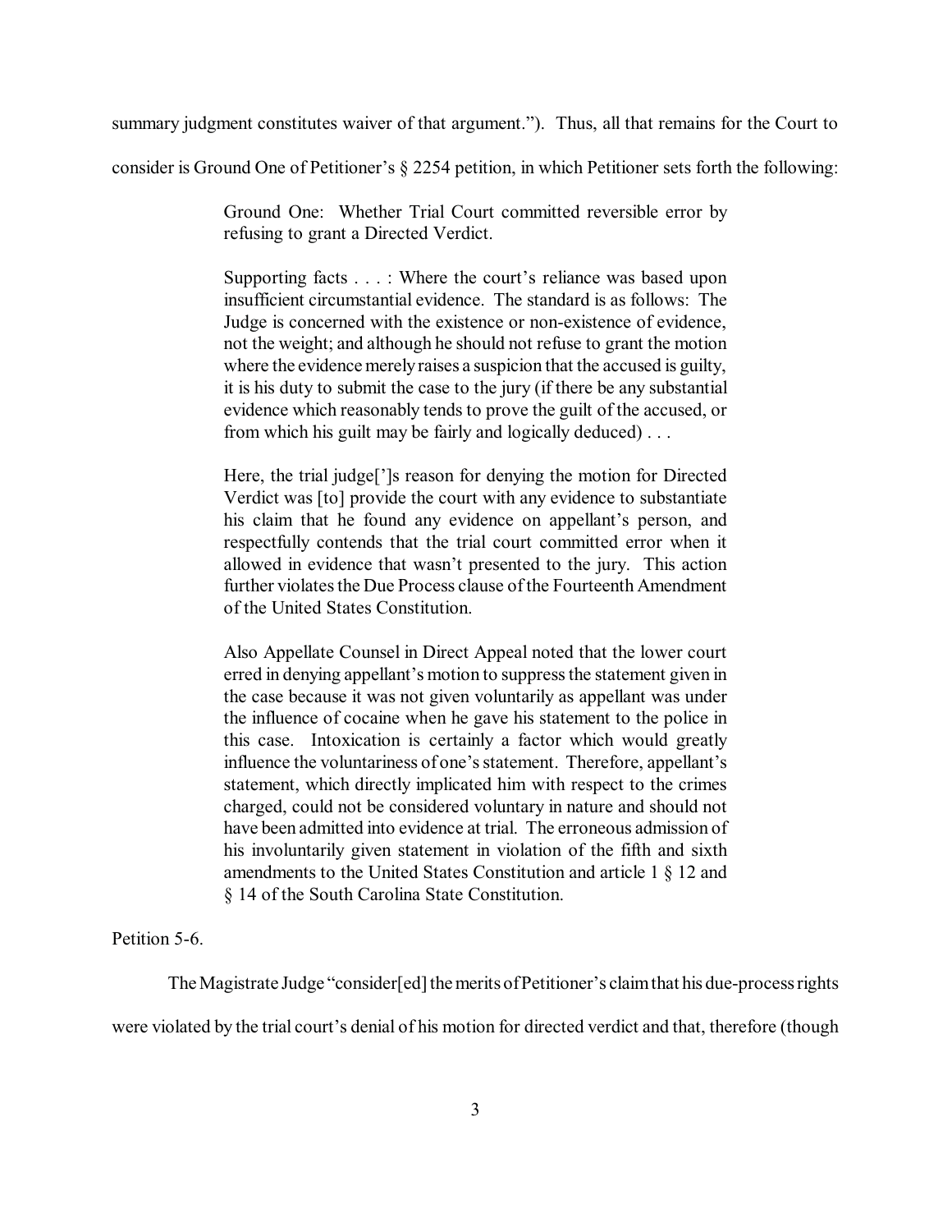summary judgment constitutes waiver of that argument."). Thus, all that remains for the Court to consider is Ground One of Petitioner's § 2254 petition, in which Petitioner sets forth the following:

> Ground One: Whether Trial Court committed reversible error by refusing to grant a Directed Verdict.
>
> Supporting facts . . . : Where the court's reliance was based upon insufficient circumstantial evidence. The standard is as follows: The Judge is concerned with the existence or non-existence of evidence, not the weight; and although he should not refuse to grant the motion where the evidence merely raises a suspicion that the accused is guilty, it is his duty to submit the case to the jury (if there be any substantial evidence which reasonably tends to prove the guilt of the accused, or from which his guilt may be fairly and logically deduced) . . .
>
> Here, the trial judge[']s reason for denying the motion for Directed Verdict was [to] provide the court with any evidence to substantiate his claim that he found any evidence on appellant's person, and respectfully contends that the trial court committed error when it allowed in evidence that wasn't presented to the jury. This action further violates the Due Process clause of the Fourteenth Amendment of the United States Constitution.
>
> Also Appellate Counsel in Direct Appeal noted that the lower court erred in denying appellant's motion to suppress the statement given in the case because it was not given voluntarily as appellant was under the influence of cocaine when he gave his statement to the police in this case. Intoxication is certainly a factor which would greatly influence the voluntariness of one's statement. Therefore, appellant's statement, which directly implicated him with respect to the crimes charged, could not be considered voluntary in nature and should not have been admitted into evidence at trial. The erroneous admission of his involuntarily given statement in violation of the fifth and sixth amendments to the United States Constitution and article 1 § 12 and § 14 of the South Carolina State Constitution.

Petition 5-6.

The Magistrate Judge "consider[ed] the merits of Petitioner's claim that his due-process rights were violated by the trial court's denial of his motion for directed verdict and that, therefore (though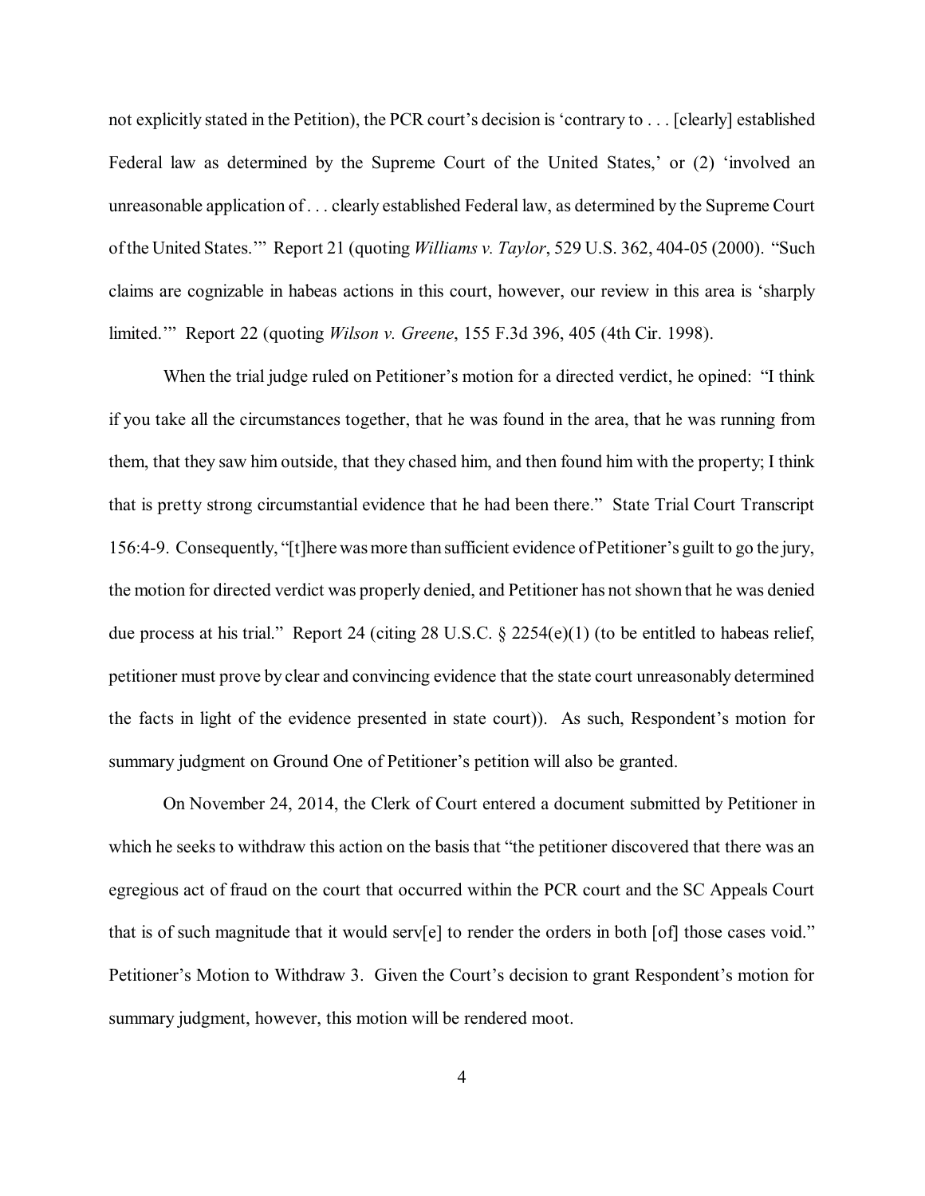not explicitly stated in the Petition), the PCR court's decision is 'contrary to . . . [clearly] established Federal law as determined by the Supreme Court of the United States,' or (2) 'involved an unreasonable application of . . . clearly established Federal law, as determined by the Supreme Court of the United States.'" Report 21 (quoting *Williams v. Taylor*, 529 U.S. 362, 404-05 (2000). "Such claims are cognizable in habeas actions in this court, however, our review in this area is 'sharply limited.'" Report 22 (quoting *Wilson v. Greene*, 155 F.3d 396, 405 (4th Cir. 1998).

When the trial judge ruled on Petitioner's motion for a directed verdict, he opined: "I think if you take all the circumstances together, that he was found in the area, that he was running from them, that they saw him outside, that they chased him, and then found him with the property; I think that is pretty strong circumstantial evidence that he had been there." State Trial Court Transcript 156:4-9. Consequently, "[t]here was more than sufficient evidence of Petitioner's guilt to go the jury, the motion for directed verdict was properly denied, and Petitioner has not shown that he was denied due process at his trial." Report 24 (citing 28 U.S.C. § 2254(e)(1) (to be entitled to habeas relief, petitioner must prove by clear and convincing evidence that the state court unreasonably determined the facts in light of the evidence presented in state court)). As such, Respondent's motion for summary judgment on Ground One of Petitioner's petition will also be granted.

On November 24, 2014, the Clerk of Court entered a document submitted by Petitioner in which he seeks to withdraw this action on the basis that "the petitioner discovered that there was an egregious act of fraud on the court that occurred within the PCR court and the SC Appeals Court that is of such magnitude that it would serv[e] to render the orders in both [of] those cases void." Petitioner's Motion to Withdraw 3. Given the Court's decision to grant Respondent's motion for summary judgment, however, this motion will be rendered moot.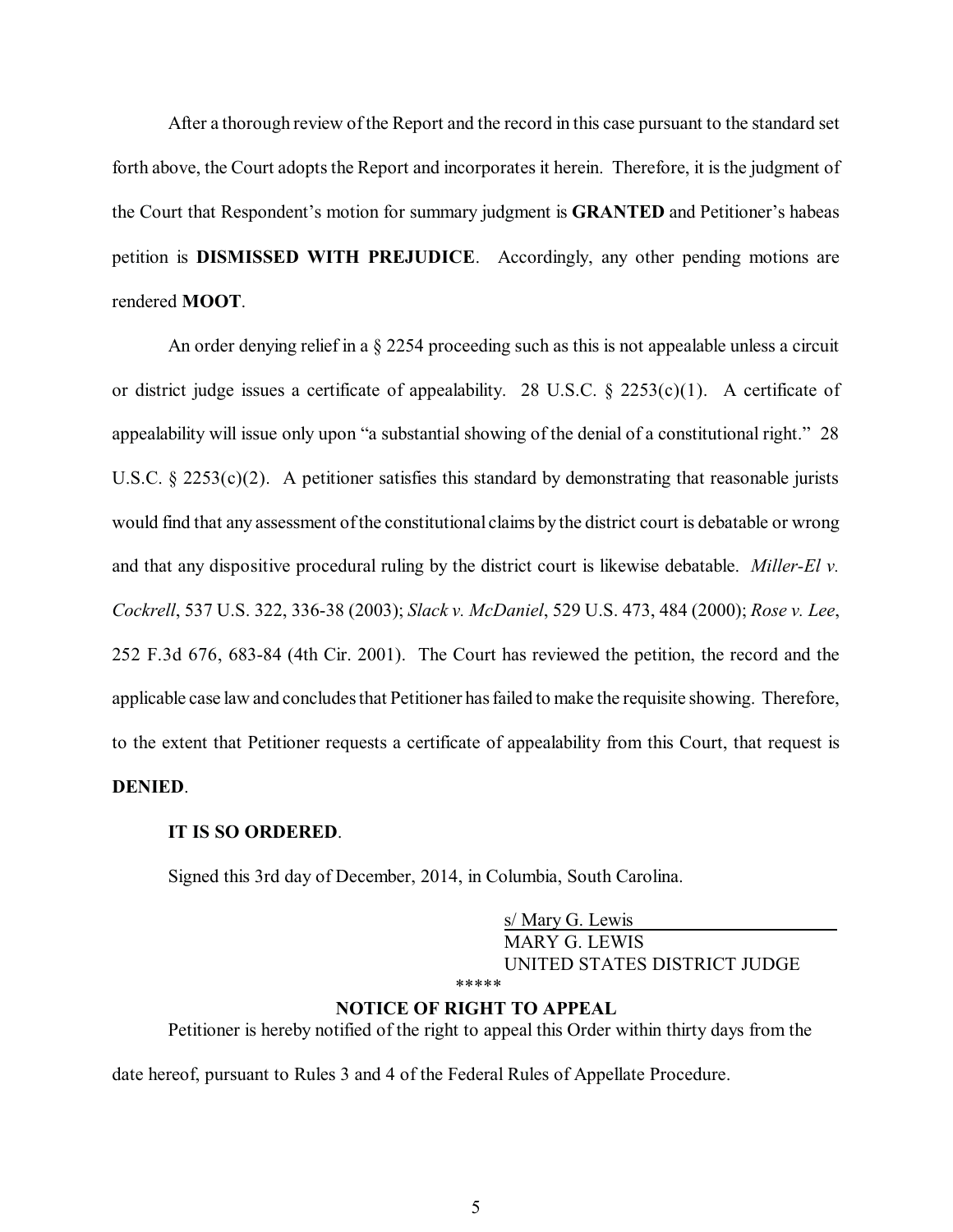After a thorough review of the Report and the record in this case pursuant to the standard set forth above, the Court adopts the Report and incorporates it herein. Therefore, it is the judgment of the Court that Respondent's motion for summary judgment is **GRANTED** and Petitioner's habeas petition is **DISMISSED WITH PREJUDICE**. Accordingly, any other pending motions are rendered **MOOT**.

An order denying relief in a § 2254 proceeding such as this is not appealable unless a circuit or district judge issues a certificate of appealability. 28 U.S.C. § 2253(c)(1). A certificate of appealability will issue only upon "a substantial showing of the denial of a constitutional right." 28 U.S.C. § 2253(c)(2). A petitioner satisfies this standard by demonstrating that reasonable jurists would find that any assessment of the constitutional claims by the district court is debatable or wrong and that any dispositive procedural ruling by the district court is likewise debatable. *Miller-El v. Cockrell*, 537 U.S. 322, 336-38 (2003); *Slack v. McDaniel*, 529 U.S. 473, 484 (2000); *Rose v. Lee*, 252 F.3d 676, 683-84 (4th Cir. 2001). The Court has reviewed the petition, the record and the applicable case law and concludes that Petitioner has failed to make the requisite showing. Therefore, to the extent that Petitioner requests a certificate of appealability from this Court, that request is **DENIED**.

**IT IS SO ORDERED**.

Signed this 3rd day of December, 2014, in Columbia, South Carolina.

s/ Mary G. Lewis
MARY G. LEWIS
UNITED STATES DISTRICT JUDGE

*****

**NOTICE OF RIGHT TO APPEAL**

Petitioner is hereby notified of the right to appeal this Order within thirty days from the date hereof, pursuant to Rules 3 and 4 of the Federal Rules of Appellate Procedure.